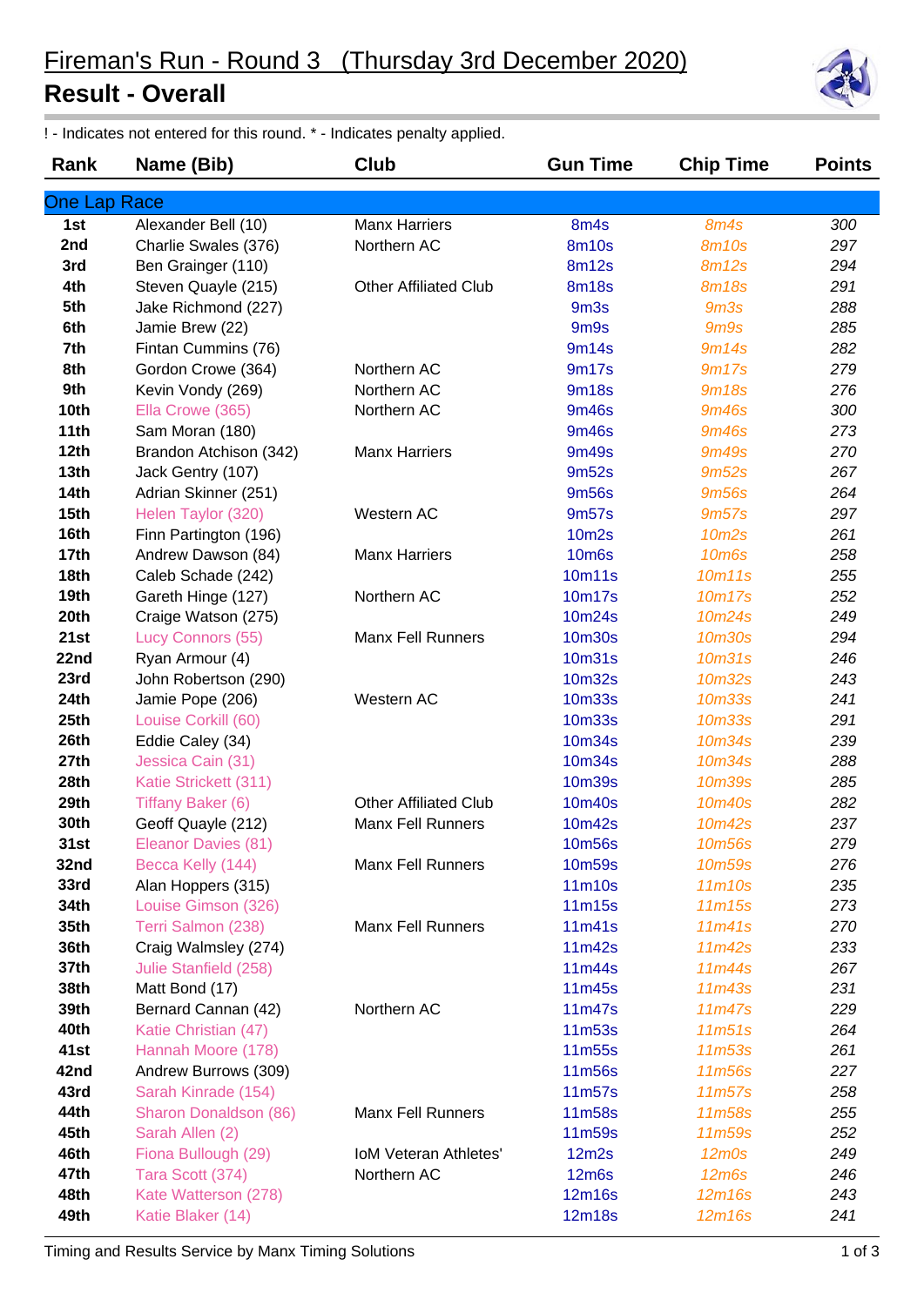# Fireman's Run - Round 3 (Thursday 3rd December 2020)

## Result - Overall

! - Indicates not entered for this round. * - Indicates penalty applied.

| Rank | Name (Bib) | Club | Gun Time | Chip Time | Points |
|---|---|---|---|---|---|
| **One Lap Race** | | | | | |
| 1st | Alexander Bell (10) | Manx Harriers | 8m4s | 8m4s | 300 |
| 2nd | Charlie Swales (376) | Northern AC | 8m10s | 8m10s | 297 |
| 3rd | Ben Grainger (110) | | 8m12s | 8m12s | 294 |
| 4th | Steven Quayle (215) | Other Affiliated Club | 8m18s | 8m18s | 291 |
| 5th | Jake Richmond (227) | | 9m3s | 9m3s | 288 |
| 6th | Jamie Brew (22) | | 9m9s | 9m9s | 285 |
| 7th | Fintan Cummins (76) | | 9m14s | 9m14s | 282 |
| 8th | Gordon Crowe (364) | Northern AC | 9m17s | 9m17s | 279 |
| 9th | Kevin Vondy (269) | Northern AC | 9m18s | 9m18s | 276 |
| 10th | Ella Crowe (365) | Northern AC | 9m46s | 9m46s | 300 |
| 11th | Sam Moran (180) | | 9m46s | 9m46s | 273 |
| 12th | Brandon Atchison (342) | Manx Harriers | 9m49s | 9m49s | 270 |
| 13th | Jack Gentry (107) | | 9m52s | 9m52s | 267 |
| 14th | Adrian Skinner (251) | | 9m56s | 9m56s | 264 |
| 15th | Helen Taylor (320) | Western AC | 9m57s | 9m57s | 297 |
| 16th | Finn Partington (196) | | 10m2s | 10m2s | 261 |
| 17th | Andrew Dawson (84) | Manx Harriers | 10m6s | 10m6s | 258 |
| 18th | Caleb Schade (242) | | 10m11s | 10m11s | 255 |
| 19th | Gareth Hinge (127) | Northern AC | 10m17s | 10m17s | 252 |
| 20th | Craige Watson (275) | | 10m24s | 10m24s | 249 |
| 21st | Lucy Connors (55) | Manx Fell Runners | 10m30s | 10m30s | 294 |
| 22nd | Ryan Armour (4) | | 10m31s | 10m31s | 246 |
| 23rd | John Robertson (290) | | 10m32s | 10m32s | 243 |
| 24th | Jamie Pope (206) | Western AC | 10m33s | 10m33s | 241 |
| 25th | Louise Corkill (60) | | 10m33s | 10m33s | 291 |
| 26th | Eddie Caley (34) | | 10m34s | 10m34s | 239 |
| 27th | Jessica Cain (31) | | 10m34s | 10m34s | 288 |
| 28th | Katie Strickett (311) | | 10m39s | 10m39s | 285 |
| 29th | Tiffany Baker (6) | Other Affiliated Club | 10m40s | 10m40s | 282 |
| 30th | Geoff Quayle (212) | Manx Fell Runners | 10m42s | 10m42s | 237 |
| 31st | Eleanor Davies (81) | | 10m56s | 10m56s | 279 |
| 32nd | Becca Kelly (144) | Manx Fell Runners | 10m59s | 10m59s | 276 |
| 33rd | Alan Hoppers (315) | | 11m10s | 11m10s | 235 |
| 34th | Louise Gimson (326) | | 11m15s | 11m15s | 273 |
| 35th | Terri Salmon (238) | Manx Fell Runners | 11m41s | 11m41s | 270 |
| 36th | Craig Walmsley (274) | | 11m42s | 11m42s | 233 |
| 37th | Julie Stanfield (258) | | 11m44s | 11m44s | 267 |
| 38th | Matt Bond (17) | | 11m45s | 11m43s | 231 |
| 39th | Bernard Cannan (42) | Northern AC | 11m47s | 11m47s | 229 |
| 40th | Katie Christian (47) | | 11m53s | 11m51s | 264 |
| 41st | Hannah Moore (178) | | 11m55s | 11m53s | 261 |
| 42nd | Andrew Burrows (309) | | 11m56s | 11m56s | 227 |
| 43rd | Sarah Kinrade (154) | | 11m57s | 11m57s | 258 |
| 44th | Sharon Donaldson (86) | Manx Fell Runners | 11m58s | 11m58s | 255 |
| 45th | Sarah Allen (2) | | 11m59s | 11m59s | 252 |
| 46th | Fiona Bullough (29) | IoM Veteran Athletes' | 12m2s | 12m0s | 249 |
| 47th | Tara Scott (374) | Northern AC | 12m6s | 12m6s | 246 |
| 48th | Kate Watterson (278) | | 12m16s | 12m16s | 243 |
| 49th | Katie Blaker (14) | | 12m18s | 12m16s | 241 |

Timing and Results Service by Manx Timing Solutions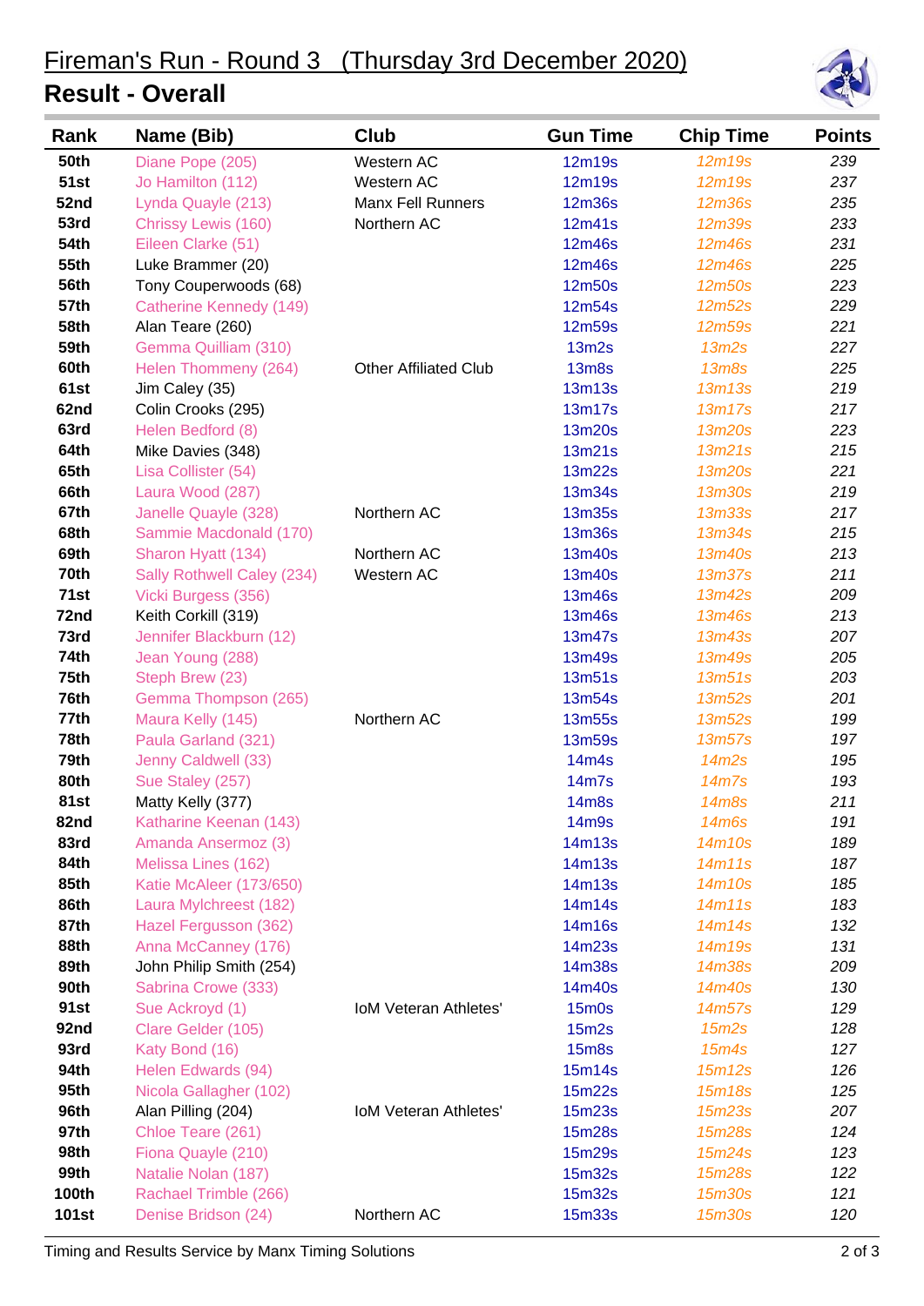# Fireman's Run - Round 3 (Thursday 3rd December 2020)

## Result - Overall

| Rank | Name (Bib) | Club | Gun Time | Chip Time | Points |
|---|---|---|---|---|---|
| 50th | Diane Pope (205) | Western AC | 12m19s | *12m19s* | *239* |
| 51st | Jo Hamilton (112) | Western AC | 12m19s | *12m19s* | *237* |
| 52nd | Lynda Quayle (213) | Manx Fell Runners | 12m36s | *12m36s* | *235* |
| 53rd | Chrissy Lewis (160) | Northern AC | 12m41s | *12m39s* | *233* |
| 54th | Eileen Clarke (51) | | 12m46s | *12m46s* | *231* |
| 55th | Luke Brammer (20) | | 12m46s | *12m46s* | *225* |
| 56th | Tony Couperwoods (68) | | 12m50s | *12m50s* | *223* |
| 57th | Catherine Kennedy (149) | | 12m54s | *12m52s* | *229* |
| 58th | Alan Teare (260) | | 12m59s | *12m59s* | *221* |
| 59th | Gemma Quilliam (310) | | 13m2s | *13m2s* | *227* |
| 60th | Helen Thommeny (264) | Other Affiliated Club | 13m8s | *13m8s* | *225* |
| 61st | Jim Caley (35) | | 13m13s | *13m13s* | *219* |
| 62nd | Colin Crooks (295) | | 13m17s | *13m17s* | *217* |
| 63rd | Helen Bedford (8) | | 13m20s | *13m20s* | *223* |
| 64th | Mike Davies (348) | | 13m21s | *13m21s* | *215* |
| 65th | Lisa Collister (54) | | 13m22s | *13m20s* | *221* |
| 66th | Laura Wood (287) | | 13m34s | *13m30s* | *219* |
| 67th | Janelle Quayle (328) | Northern AC | 13m35s | *13m33s* | *217* |
| 68th | Sammie Macdonald (170) | | 13m36s | *13m34s* | *215* |
| 69th | Sharon Hyatt (134) | Northern AC | 13m40s | *13m40s* | *213* |
| 70th | Sally Rothwell Caley (234) | Western AC | 13m40s | *13m37s* | *211* |
| 71st | Vicki Burgess (356) | | 13m46s | *13m42s* | *209* |
| 72nd | Keith Corkill (319) | | 13m46s | *13m46s* | *213* |
| 73rd | Jennifer Blackburn (12) | | 13m47s | *13m43s* | *207* |
| 74th | Jean Young (288) | | 13m49s | *13m49s* | *205* |
| 75th | Steph Brew (23) | | 13m51s | *13m51s* | *203* |
| 76th | Gemma Thompson (265) | | 13m54s | *13m52s* | *201* |
| 77th | Maura Kelly (145) | Northern AC | 13m55s | *13m52s* | *199* |
| 78th | Paula Garland (321) | | 13m59s | *13m57s* | *197* |
| 79th | Jenny Caldwell (33) | | 14m4s | *14m2s* | *195* |
| 80th | Sue Staley (257) | | 14m7s | *14m7s* | *193* |
| 81st | Matty Kelly (377) | | 14m8s | *14m8s* | *211* |
| 82nd | Katharine Keenan (143) | | 14m9s | *14m6s* | *191* |
| 83rd | Amanda Ansermoz (3) | | 14m13s | *14m10s* | *189* |
| 84th | Melissa Lines (162) | | 14m13s | *14m11s* | *187* |
| 85th | Katie McAleer (173/650) | | 14m13s | *14m10s* | *185* |
| 86th | Laura Mylchreest (182) | | 14m14s | *14m11s* | *183* |
| 87th | Hazel Fergusson (362) | | 14m16s | *14m14s* | *132* |
| 88th | Anna McCanney (176) | | 14m23s | *14m19s* | *131* |
| 89th | John Philip Smith (254) | | 14m38s | *14m38s* | *209* |
| 90th | Sabrina Crowe (333) | | 14m40s | *14m40s* | *130* |
| 91st | Sue Ackroyd (1) | IoM Veteran Athletes' | 15m0s | *14m57s* | *129* |
| 92nd | Clare Gelder (105) | | 15m2s | *15m2s* | *128* |
| 93rd | Katy Bond (16) | | 15m8s | *15m4s* | *127* |
| 94th | Helen Edwards (94) | | 15m14s | *15m12s* | *126* |
| 95th | Nicola Gallagher (102) | | 15m22s | *15m18s* | *125* |
| 96th | Alan Pilling (204) | IoM Veteran Athletes' | 15m23s | *15m23s* | *207* |
| 97th | Chloe Teare (261) | | 15m28s | *15m28s* | *124* |
| 98th | Fiona Quayle (210) | | 15m29s | *15m24s* | *123* |
| 99th | Natalie Nolan (187) | | 15m32s | *15m28s* | *122* |
| 100th | Rachael Trimble (266) | | 15m32s | *15m30s* | *121* |
| 101st | Denise Bridson (24) | Northern AC | 15m33s | *15m30s* | *120* |

Timing and Results Service by Manx Timing Solutions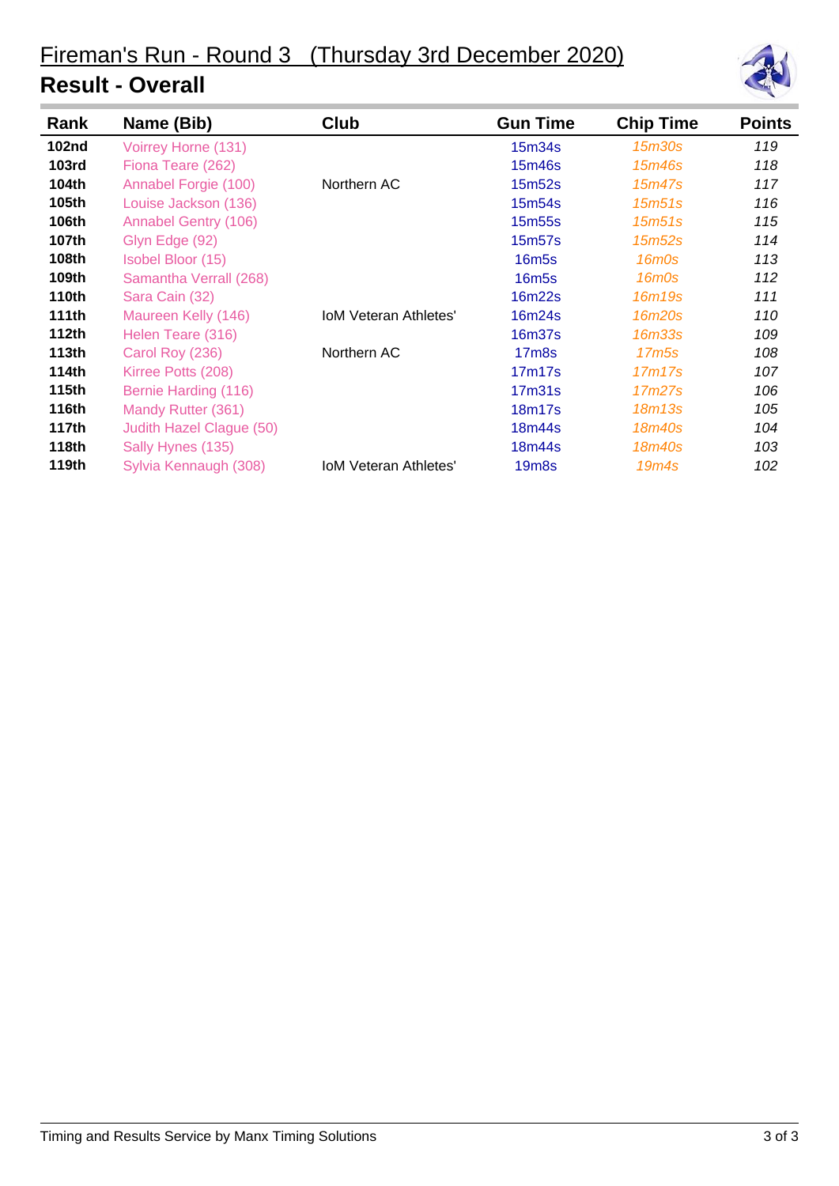# Fireman's Run - Round 3 (Thursday 3rd December 2020)

## Result - Overall

| Rank | Name (Bib) | Club | Gun Time | Chip Time | Points |
|---|---|---|---|---|---|
| 102nd | Voirrey Horne (131) | | 15m34s | *15m30s* | *119* |
| 103rd | Fiona Teare (262) | | 15m46s | *15m46s* | *118* |
| 104th | Annabel Forgie (100) | Northern AC | 15m52s | *15m47s* | *117* |
| 105th | Louise Jackson (136) | | 15m54s | *15m51s* | *116* |
| 106th | Annabel Gentry (106) | | 15m55s | *15m51s* | *115* |
| 107th | Glyn Edge (92) | | 15m57s | *15m52s* | *114* |
| 108th | Isobel Bloor (15) | | 16m5s | *16m0s* | *113* |
| 109th | Samantha Verrall (268) | | 16m5s | *16m0s* | *112* |
| 110th | Sara Cain (32) | | 16m22s | *16m19s* | *111* |
| 111th | Maureen Kelly (146) | IoM Veteran Athletes' | 16m24s | *16m20s* | *110* |
| 112th | Helen Teare (316) | | 16m37s | *16m33s* | *109* |
| 113th | Carol Roy (236) | Northern AC | 17m8s | *17m5s* | *108* |
| 114th | Kirree Potts (208) | | 17m17s | *17m17s* | *107* |
| 115th | Bernie Harding (116) | | 17m31s | *17m27s* | *106* |
| 116th | Mandy Rutter (361) | | 18m17s | *18m13s* | *105* |
| 117th | Judith Hazel Clague (50) | | 18m44s | *18m40s* | *104* |
| 118th | Sally Hynes (135) | | 18m44s | *18m40s* | *103* |
| 119th | Sylvia Kennaugh (308) | IoM Veteran Athletes' | 19m8s | *19m4s* | *102* |

Timing and Results Service by Manx Timing Solutions